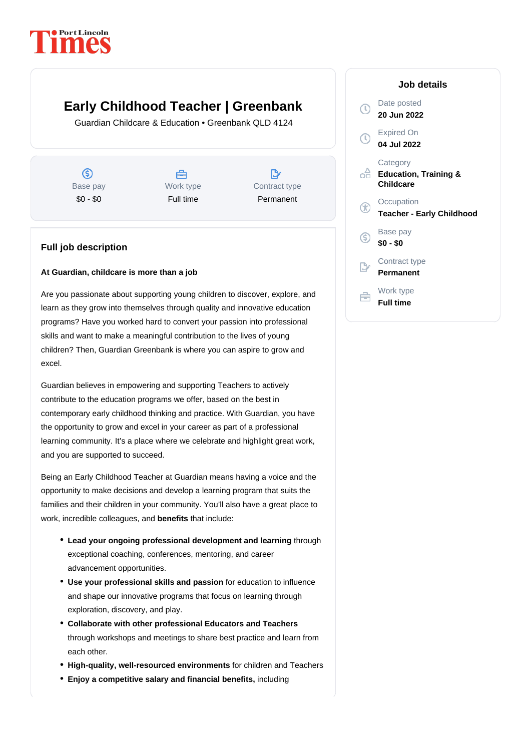Port Lincoln Times

# Early Childhood Teacher | Greenbank

Guardian Childcare & Education • Greenbank QLD 4124

| Base pay | Work type | Contract type |
| --- | --- | --- |
| $0 - $0 | Full time | Permanent |

## Job details

Date posted
**20 Jun 2022**

Expired On
**04 Jul 2022**

Category
**Education, Training & Childcare**

Occupation
**Teacher - Early Childhood**

Base pay
**$0 - $0**

Contract type
**Permanent**

Work type
**Full time**

## Full job description

**At Guardian, childcare is more than a job**

Are you passionate about supporting young children to discover, explore, and learn as they grow into themselves through quality and innovative education programs? Have you worked hard to convert your passion into professional skills and want to make a meaningful contribution to the lives of young children? Then, Guardian Greenbank is where you can aspire to grow and excel.

Guardian believes in empowering and supporting Teachers to actively contribute to the education programs we offer, based on the best in contemporary early childhood thinking and practice. With Guardian, you have the opportunity to grow and excel in your career as part of a professional learning community. It's a place where we celebrate and highlight great work, and you are supported to succeed.

Being an Early Childhood Teacher at Guardian means having a voice and the opportunity to make decisions and develop a learning program that suits the families and their children in your community. You'll also have a great place to work, incredible colleagues, and **benefits** that include:

- **Lead your ongoing professional development and learning** through exceptional coaching, conferences, mentoring, and career advancement opportunities.
- **Use your professional skills and passion** for education to influence and shape our innovative programs that focus on learning through exploration, discovery, and play.
- **Collaborate with other professional Educators and Teachers** through workshops and meetings to share best practice and learn from each other.
- **High-quality, well-resourced environments** for children and Teachers
- **Enjoy a competitive salary and financial benefits,** including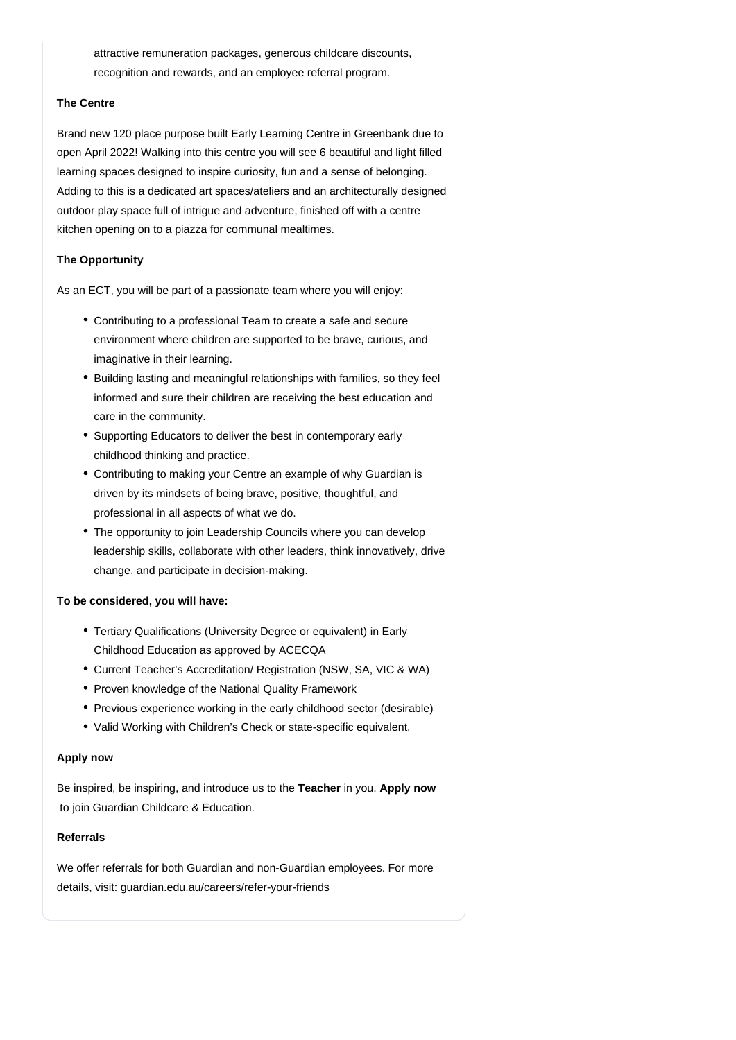attractive remuneration packages, generous childcare discounts, recognition and rewards, and an employee referral program.

**The Centre**

Brand new 120 place purpose built Early Learning Centre in Greenbank due to open April 2022! Walking into this centre you will see 6 beautiful and light filled learning spaces designed to inspire curiosity, fun and a sense of belonging. Adding to this is a dedicated art spaces/ateliers and an architecturally designed outdoor play space full of intrigue and adventure, finished off with a centre kitchen opening on to a piazza for communal mealtimes.

**The Opportunity**

As an ECT, you will be part of a passionate team where you will enjoy:

- Contributing to a professional Team to create a safe and secure environment where children are supported to be brave, curious, and imaginative in their learning.
- Building lasting and meaningful relationships with families, so they feel informed and sure their children are receiving the best education and care in the community.
- Supporting Educators to deliver the best in contemporary early childhood thinking and practice.
- Contributing to making your Centre an example of why Guardian is driven by its mindsets of being brave, positive, thoughtful, and professional in all aspects of what we do.
- The opportunity to join Leadership Councils where you can develop leadership skills, collaborate with other leaders, think innovatively, drive change, and participate in decision-making.

**To be considered, you will have:**

- Tertiary Qualifications (University Degree or equivalent) in Early Childhood Education as approved by ACECQA
- Current Teacher's Accreditation/ Registration (NSW, SA, VIC & WA)
- Proven knowledge of the National Quality Framework
- Previous experience working in the early childhood sector (desirable)
- Valid Working with Children's Check or state-specific equivalent.

**Apply now**

Be inspired, be inspiring, and introduce us to the **Teacher** in you. **Apply now** to join Guardian Childcare & Education.

**Referrals**

We offer referrals for both Guardian and non-Guardian employees. For more details, visit: guardian.edu.au/careers/refer-your-friends